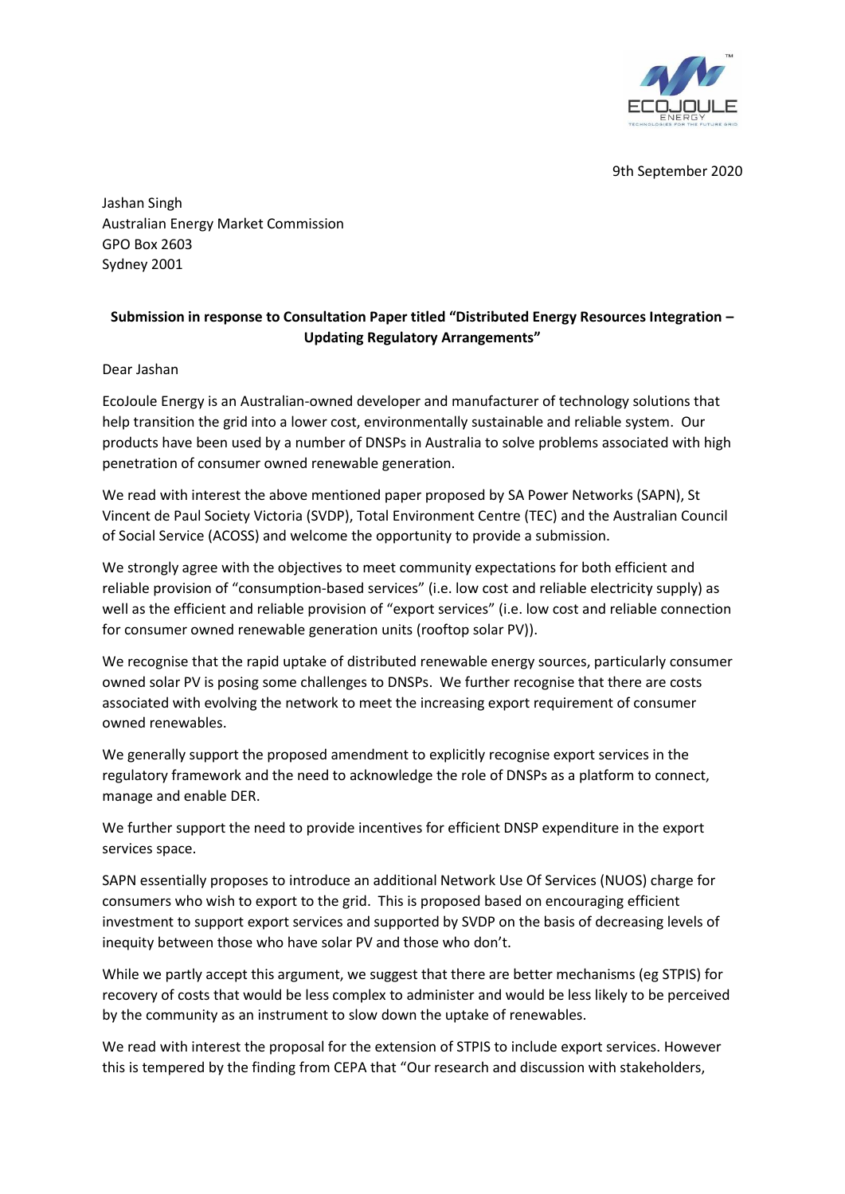9th September 2020

Jashan Singh
Australian Energy Market Commission
GPO Box 2603
Sydney 2001

**Submission in response to Consultation Paper titled "Distributed Energy Resources Integration – Updating Regulatory Arrangements"**

Dear Jashan

EcoJoule Energy is an Australian-owned developer and manufacturer of technology solutions that help transition the grid into a lower cost, environmentally sustainable and reliable system. Our products have been used by a number of DNSPs in Australia to solve problems associated with high penetration of consumer owned renewable generation.

We read with interest the above mentioned paper proposed by SA Power Networks (SAPN), St Vincent de Paul Society Victoria (SVDP), Total Environment Centre (TEC) and the Australian Council of Social Service (ACOSS) and welcome the opportunity to provide a submission.

We strongly agree with the objectives to meet community expectations for both efficient and reliable provision of "consumption-based services" (i.e. low cost and reliable electricity supply) as well as the efficient and reliable provision of "export services" (i.e. low cost and reliable connection for consumer owned renewable generation units (rooftop solar PV)).

We recognise that the rapid uptake of distributed renewable energy sources, particularly consumer owned solar PV is posing some challenges to DNSPs. We further recognise that there are costs associated with evolving the network to meet the increasing export requirement of consumer owned renewables.

We generally support the proposed amendment to explicitly recognise export services in the regulatory framework and the need to acknowledge the role of DNSPs as a platform to connect, manage and enable DER.

We further support the need to provide incentives for efficient DNSP expenditure in the export services space.

SAPN essentially proposes to introduce an additional Network Use Of Services (NUOS) charge for consumers who wish to export to the grid. This is proposed based on encouraging efficient investment to support export services and supported by SVDP on the basis of decreasing levels of inequity between those who have solar PV and those who don't.

While we partly accept this argument, we suggest that there are better mechanisms (eg STPIS) for recovery of costs that would be less complex to administer and would be less likely to be perceived by the community as an instrument to slow down the uptake of renewables.

We read with interest the proposal for the extension of STPIS to include export services. However this is tempered by the finding from CEPA that "Our research and discussion with stakeholders,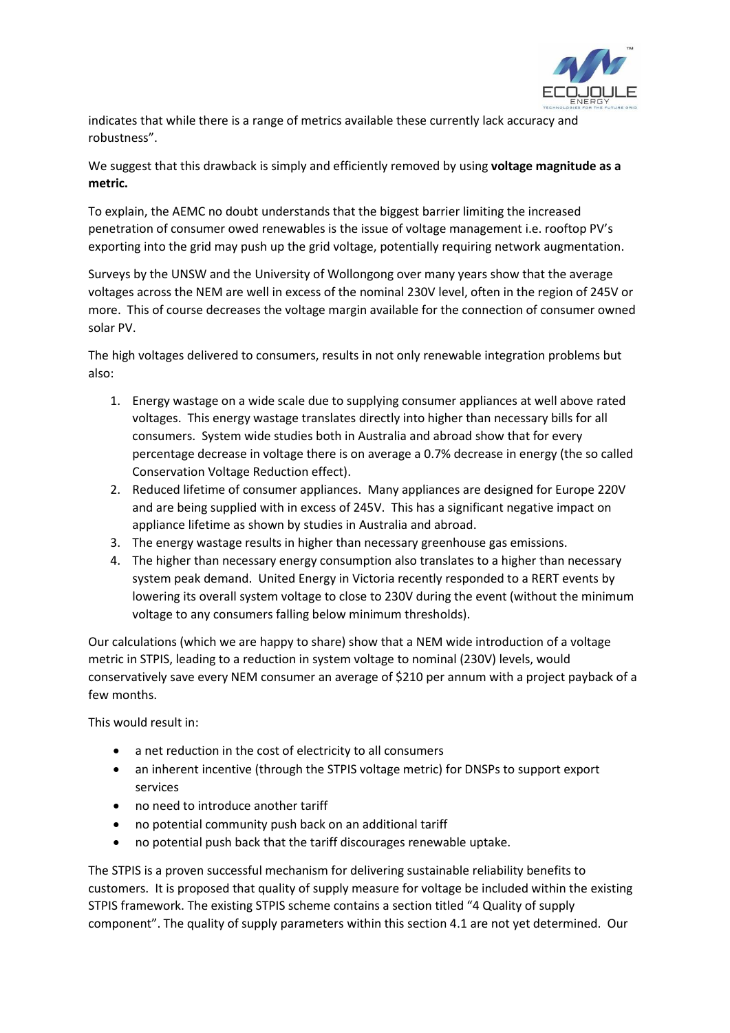indicates that while there is a range of metrics available these currently lack accuracy and robustness".

We suggest that this drawback is simply and efficiently removed by using **voltage magnitude as a metric.**

To explain, the AEMC no doubt understands that the biggest barrier limiting the increased penetration of consumer owed renewables is the issue of voltage management i.e. rooftop PV's exporting into the grid may push up the grid voltage, potentially requiring network augmentation.

Surveys by the UNSW and the University of Wollongong over many years show that the average voltages across the NEM are well in excess of the nominal 230V level, often in the region of 245V or more. This of course decreases the voltage margin available for the connection of consumer owned solar PV.

The high voltages delivered to consumers, results in not only renewable integration problems but also:

1. Energy wastage on a wide scale due to supplying consumer appliances at well above rated voltages. This energy wastage translates directly into higher than necessary bills for all consumers. System wide studies both in Australia and abroad show that for every percentage decrease in voltage there is on average a 0.7% decrease in energy (the so called Conservation Voltage Reduction effect).
2. Reduced lifetime of consumer appliances. Many appliances are designed for Europe 220V and are being supplied with in excess of 245V. This has a significant negative impact on appliance lifetime as shown by studies in Australia and abroad.
3. The energy wastage results in higher than necessary greenhouse gas emissions.
4. The higher than necessary energy consumption also translates to a higher than necessary system peak demand. United Energy in Victoria recently responded to a RERT events by lowering its overall system voltage to close to 230V during the event (without the minimum voltage to any consumers falling below minimum thresholds).

Our calculations (which we are happy to share) show that a NEM wide introduction of a voltage metric in STPIS, leading to a reduction in system voltage to nominal (230V) levels, would conservatively save every NEM consumer an average of $210 per annum with a project payback of a few months.

This would result in:

- a net reduction in the cost of electricity to all consumers
- an inherent incentive (through the STPIS voltage metric) for DNSPs to support export services
- no need to introduce another tariff
- no potential community push back on an additional tariff
- no potential push back that the tariff discourages renewable uptake.

The STPIS is a proven successful mechanism for delivering sustainable reliability benefits to customers. It is proposed that quality of supply measure for voltage be included within the existing STPIS framework. The existing STPIS scheme contains a section titled "4 Quality of supply component". The quality of supply parameters within this section 4.1 are not yet determined. Our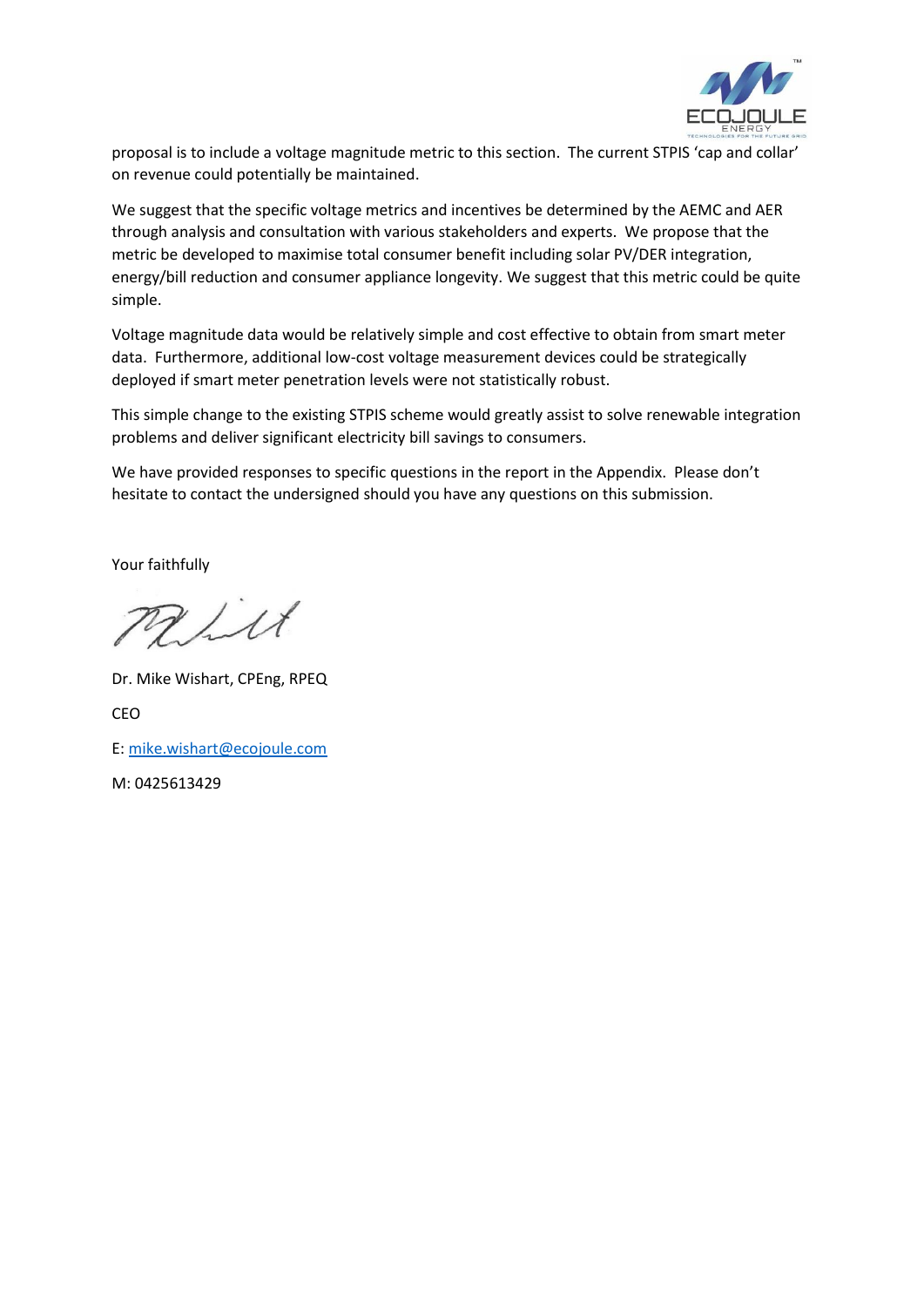proposal is to include a voltage magnitude metric to this section. The current STPIS 'cap and collar' on revenue could potentially be maintained.

We suggest that the specific voltage metrics and incentives be determined by the AEMC and AER through analysis and consultation with various stakeholders and experts. We propose that the metric be developed to maximise total consumer benefit including solar PV/DER integration, energy/bill reduction and consumer appliance longevity. We suggest that this metric could be quite simple.

Voltage magnitude data would be relatively simple and cost effective to obtain from smart meter data. Furthermore, additional low-cost voltage measurement devices could be strategically deployed if smart meter penetration levels were not statistically robust.

This simple change to the existing STPIS scheme would greatly assist to solve renewable integration problems and deliver significant electricity bill savings to consumers.

We have provided responses to specific questions in the report in the Appendix. Please don't hesitate to contact the undersigned should you have any questions on this submission.

Your faithfully

Dr. Mike Wishart, CPEng, RPEQ

CEO

E: mike.wishart@ecojoule.com

M: 0425613429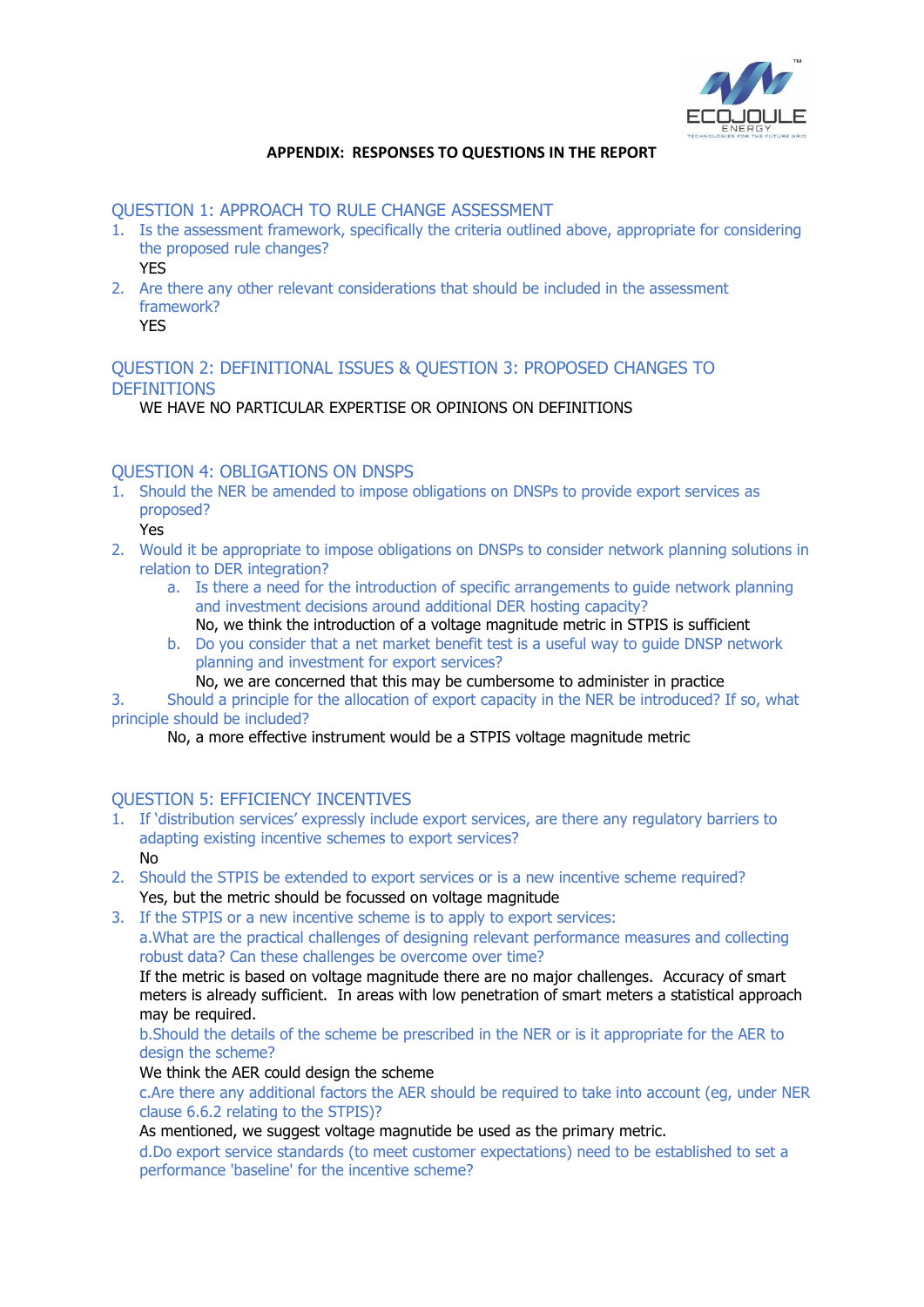## APPENDIX: RESPONSES TO QUESTIONS IN THE REPORT

### QUESTION 1: APPROACH TO RULE CHANGE ASSESSMENT

1. Is the assessment framework, specifically the criteria outlined above, appropriate for considering the proposed rule changes?
   YES
2. Are there any other relevant considerations that should be included in the assessment framework?
   YES

### QUESTION 2: DEFINITIONAL ISSUES & QUESTION 3: PROPOSED CHANGES TO DEFINITIONS

WE HAVE NO PARTICULAR EXPERTISE OR OPINIONS ON DEFINITIONS

### QUESTION 4: OBLIGATIONS ON DNSPS

1. Should the NER be amended to impose obligations on DNSPs to provide export services as proposed?
   Yes
2. Would it be appropriate to impose obligations on DNSPs to consider network planning solutions in relation to DER integration?
   a. Is there a need for the introduction of specific arrangements to guide network planning and investment decisions around additional DER hosting capacity?
      No, we think the introduction of a voltage magnitude metric in STPIS is sufficient
   b. Do you consider that a net market benefit test is a useful way to guide DNSP network planning and investment for export services?
      No, we are concerned that this may be cumbersome to administer in practice
3. Should a principle for the allocation of export capacity in the NER be introduced? If so, what principle should be included?
   No, a more effective instrument would be a STPIS voltage magnitude metric

### QUESTION 5: EFFICIENCY INCENTIVES

1. If 'distribution services' expressly include export services, are there any regulatory barriers to adapting existing incentive schemes to export services?
   No
2. Should the STPIS be extended to export services or is a new incentive scheme required?
   Yes, but the metric should be focussed on voltage magnitude
3. If the STPIS or a new incentive scheme is to apply to export services:
   a. What are the practical challenges of designing relevant performance measures and collecting robust data? Can these challenges be overcome over time?
   If the metric is based on voltage magnitude there are no major challenges. Accuracy of smart meters is already sufficient. In areas with low penetration of smart meters a statistical approach may be required.
   b. Should the details of the scheme be prescribed in the NER or is it appropriate for the AER to design the scheme?
   We think the AER could design the scheme
   c. Are there any additional factors the AER should be required to take into account (eg, under NER clause 6.6.2 relating to the STPIS)?
   As mentioned, we suggest voltage magnutide be used as the primary metric.
   d. Do export service standards (to meet customer expectations) need to be established to set a performance 'baseline' for the incentive scheme?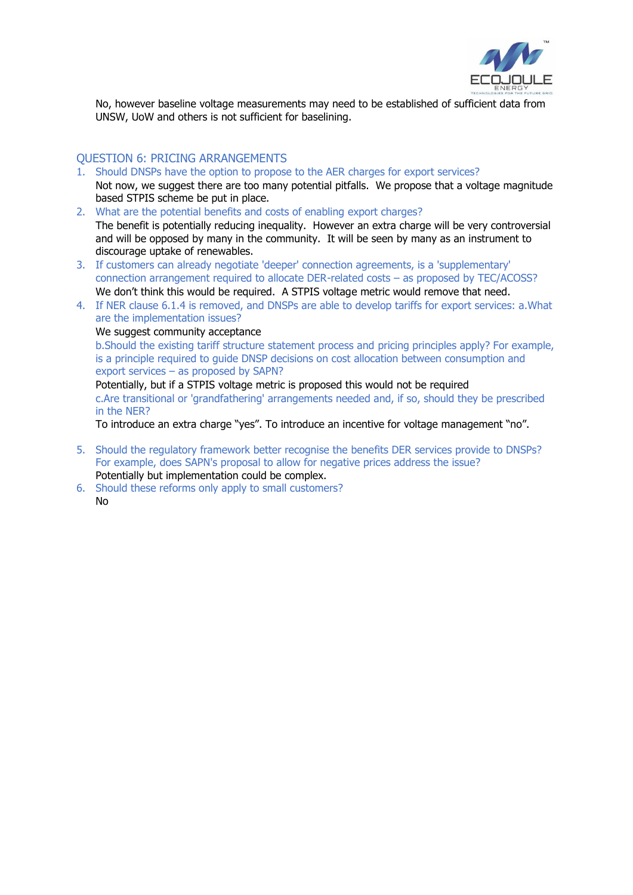No, however baseline voltage measurements may need to be established of sufficient data from UNSW, UoW and others is not sufficient for baselining.

## QUESTION 6: PRICING ARRANGEMENTS

1. Should DNSPs have the option to propose to the AER charges for export services?
   Not now, we suggest there are too many potential pitfalls. We propose that a voltage magnitude based STPIS scheme be put in place.
2. What are the potential benefits and costs of enabling export charges?
   The benefit is potentially reducing inequality. However an extra charge will be very controversial and will be opposed by many in the community. It will be seen by many as an instrument to discourage uptake of renewables.
3. If customers can already negotiate 'deeper' connection agreements, is a 'supplementary' connection arrangement required to allocate DER-related costs – as proposed by TEC/ACOSS?
   We don't think this would be required. A STPIS voltage metric would remove that need.
4. If NER clause 6.1.4 is removed, and DNSPs are able to develop tariffs for export services: a.What are the implementation issues?
   We suggest community acceptance
   b.Should the existing tariff structure statement process and pricing principles apply? For example, is a principle required to guide DNSP decisions on cost allocation between consumption and export services – as proposed by SAPN?
   Potentially, but if a STPIS voltage metric is proposed this would not be required
   c.Are transitional or 'grandfathering' arrangements needed and, if so, should they be prescribed in the NER?
   To introduce an extra charge "yes". To introduce an incentive for voltage management "no".
5. Should the regulatory framework better recognise the benefits DER services provide to DNSPs? For example, does SAPN's proposal to allow for negative prices address the issue?
   Potentially but implementation could be complex.
6. Should these reforms only apply to small customers?
   No